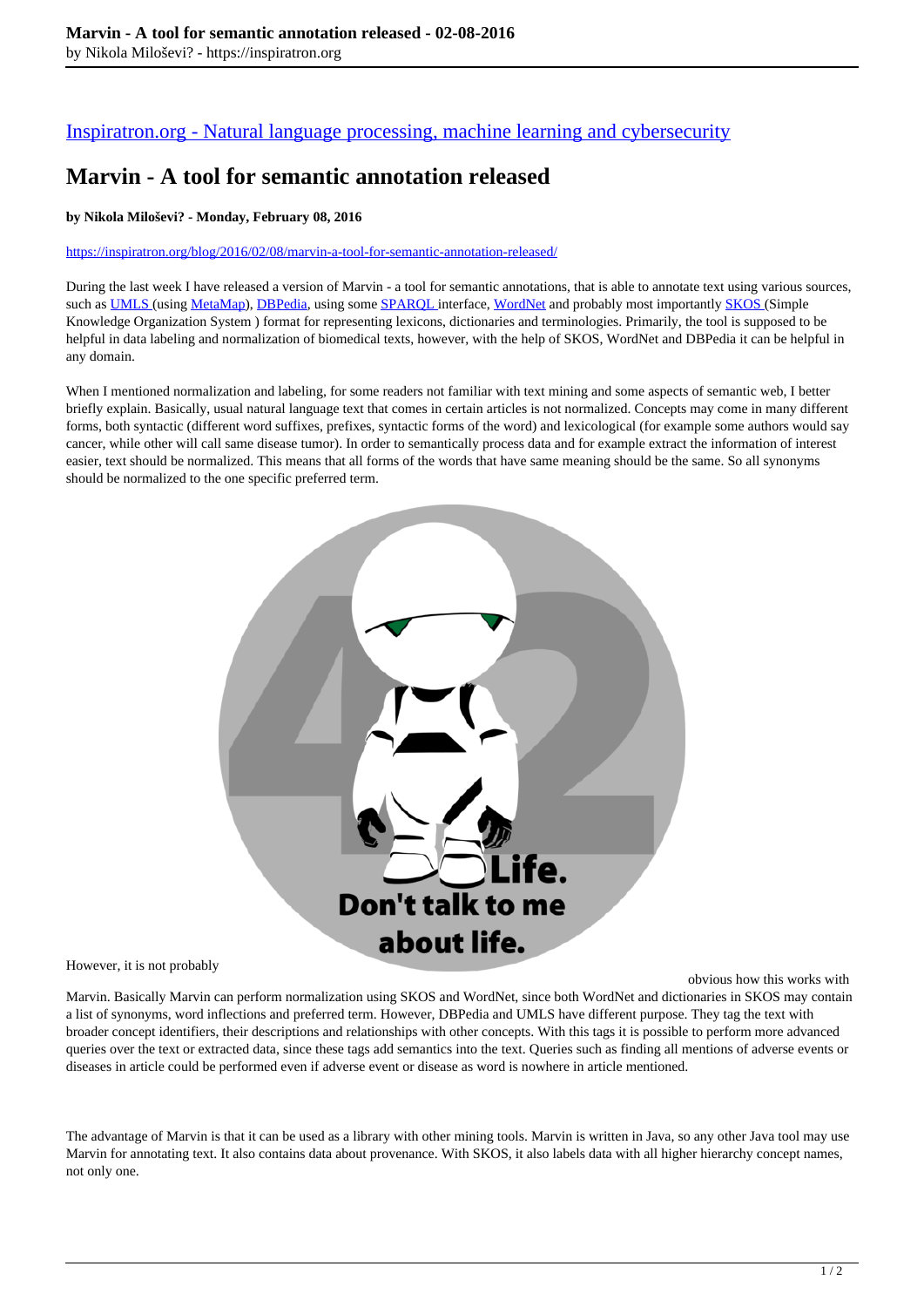[Inspiratron.org - Natural language processing, machine learning and cybersecurity]

# Marvin - A tool for semantic annotation released

**by Nikola Miloševi? - Monday, February 08, 2016**

https://inspiratron.org/blog/2016/02/08/marvin-a-tool-for-semantic-annotation-released/

During the last week I have released a version of Marvin - a tool for semantic annotations, that is able to annotate text using various sources, such as UMLS (using MetaMap), DBPedia, using some SPARQL interface, WordNet and probably most importantly SKOS (Simple Knowledge Organization System ) format for representing lexicons, dictionaries and terminologies. Primarily, the tool is supposed to be helpful in data labeling and normalization of biomedical texts, however, with the help of SKOS, WordNet and DBPedia it can be helpful in any domain.

When I mentioned normalization and labeling, for some readers not familiar with text mining and some aspects of semantic web, I better briefly explain. Basically, usual natural language text that comes in certain articles is not normalized. Concepts may come in many different forms, both syntactic (different word suffixes, prefixes, syntactic forms of the word) and lexicological (for example some authors would say cancer, while other will call same disease tumor). In order to semantically process data and for example extract the information of interest easier, text should be normalized. This means that all forms of the words that have same meaning should be the same. So all synonyms should be normalized to the one specific preferred term.

However, it is not probably obvious how this works with Marvin. Basically Marvin can perform normalization using SKOS and WordNet, since both WordNet and dictionaries in SKOS may contain a list of synonyms, word inflections and preferred term. However, DBPedia and UMLS have different purpose. They tag the text with broader concept identifiers, their descriptions and relationships with other concepts. With this tags it is possible to perform more advanced queries over the text or extracted data, since these tags add semantics into the text. Queries such as finding all mentions of adverse events or diseases in article could be performed even if adverse event or disease as word is nowhere in article mentioned.

The advantage of Marvin is that it can be used as a library with other mining tools. Marvin is written in Java, so any other Java tool may use Marvin for annotating text. It also contains data about provenance. With SKOS, it also labels data with all higher hierarchy concept names, not only one.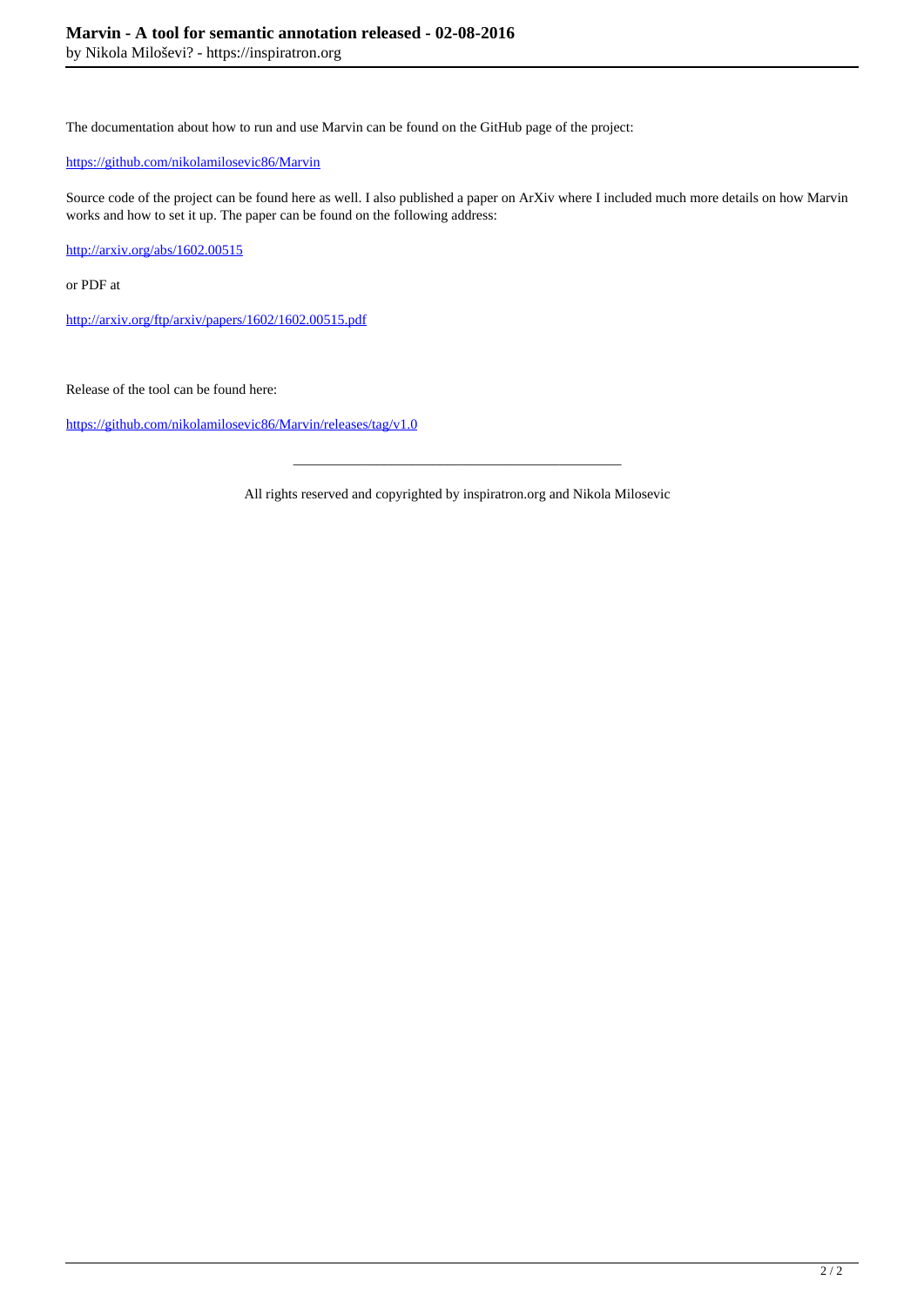The documentation about how to run and use Marvin can be found on the GitHub page of the project:

https://github.com/nikolamilosevic86/Marvin

Source code of the project can be found here as well. I also published a paper on ArXiv where I included much more details on how Marvin works and how to set it up. The paper can be found on the following address:

http://arxiv.org/abs/1602.00515

or PDF at

http://arxiv.org/ftp/arxiv/papers/1602/1602.00515.pdf

Release of the tool can be found here:

https://github.com/nikolamilosevic86/Marvin/releases/tag/v1.0

---

All rights reserved and copyrighted by inspiratron.org and Nikola Milosevic